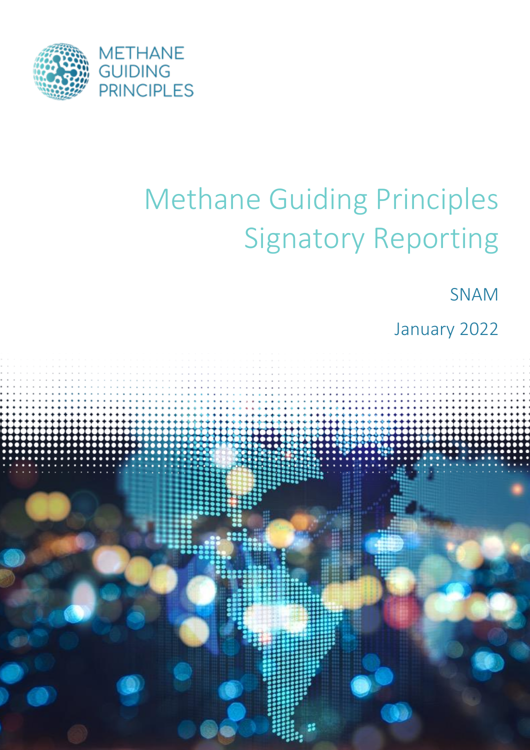METHANE GUIDING PRINCIPLES

# Methane Guiding Principles Signatory Reporting

SNAM

January 2022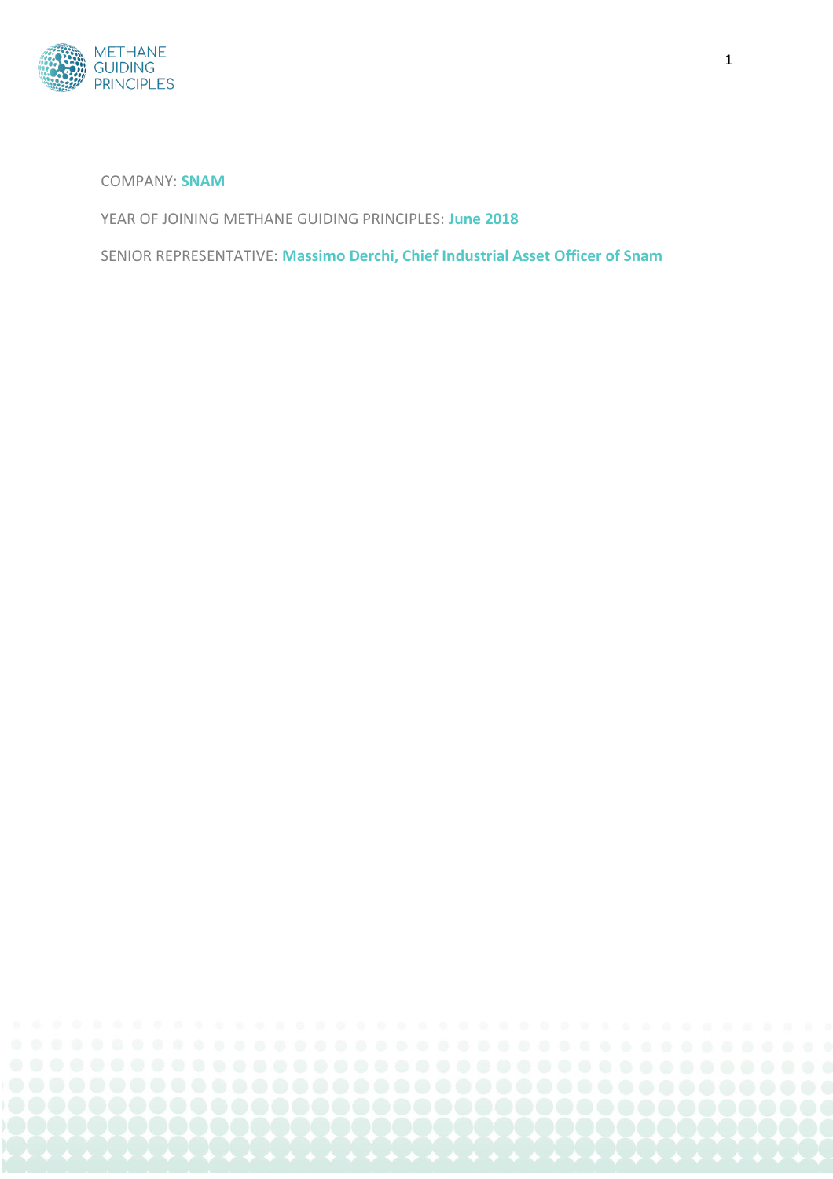COMPANY: **SNAM**

YEAR OF JOINING METHANE GUIDING PRINCIPLES: **June 2018**

SENIOR REPRESENTATIVE: **Massimo Derchi, Chief Industrial Asset Officer of Snam**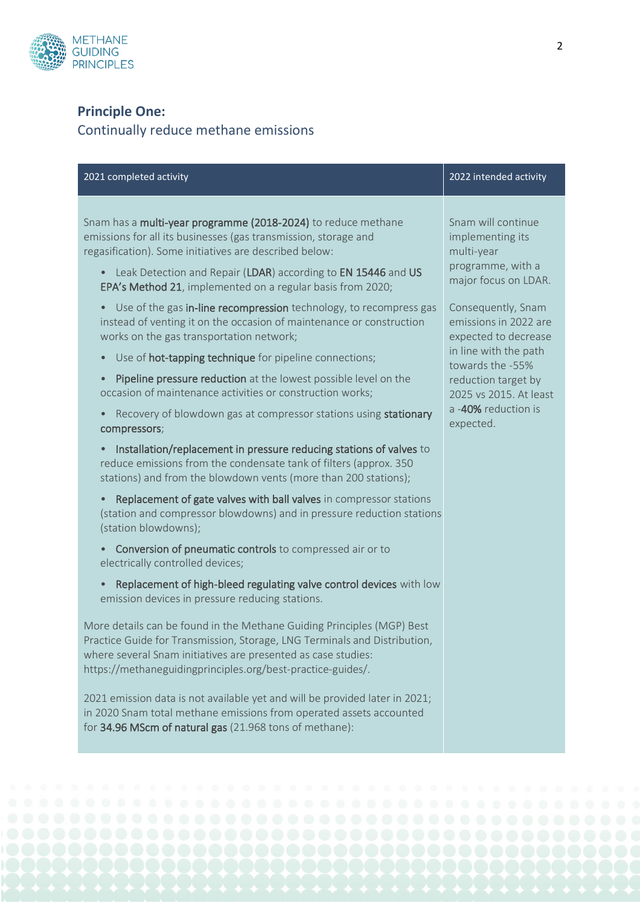## Principle One:

Continually reduce methane emissions

| 2021 completed activity | 2022 intended activity |
|---|---|
| Snam has a **multi-year programme (2018-2024)** to reduce methane emissions for all its businesses (gas transmission, storage and regasification). Some initiatives are described below:<br>• Leak Detection and Repair (**LDAR**) according to **EN 15446** and **US EPA's Method 21**, implemented on a regular basis from 2020;<br>• Use of the gas **in-line recompression** technology, to recompress gas instead of venting it on the occasion of maintenance or construction works on the gas transportation network;<br>• Use of **hot-tapping technique** for pipeline connections;<br>• **Pipeline pressure reduction** at the lowest possible level on the occasion of maintenance activities or construction works;<br>• Recovery of blowdown gas at compressor stations using **stationary compressors**;<br>• **Installation/replacement in pressure reducing stations of valves** to reduce emissions from the condensate tank of filters (approx. 350 stations) and from the blowdown vents (more than 200 stations);<br>• **Replacement of gate valves with ball valves** in compressor stations (station and compressor blowdowns) and in pressure reduction stations (station blowdowns);<br>• **Conversion of pneumatic controls** to compressed air or to electrically controlled devices;<br>• **Replacement of high-bleed regulating valve control devices** with low emission devices in pressure reducing stations.<br><br>More details can be found in the Methane Guiding Principles (MGP) Best Practice Guide for Transmission, Storage, LNG Terminals and Distribution, where several Snam initiatives are presented as case studies: https://methaneguidingprinciples.org/best-practice-guides/.<br><br>2021 emission data is not available yet and will be provided later in 2021; in 2020 Snam total methane emissions from operated assets accounted for **34.96 MScm of natural gas** (21.968 tons of methane): | Snam will continue implementing its multi-year programme, with a major focus on LDAR.<br><br>Consequently, Snam emissions in 2022 are expected to decrease in line with the path towards the -55% reduction target by 2025 vs 2015. At least a -**40%** reduction is expected. |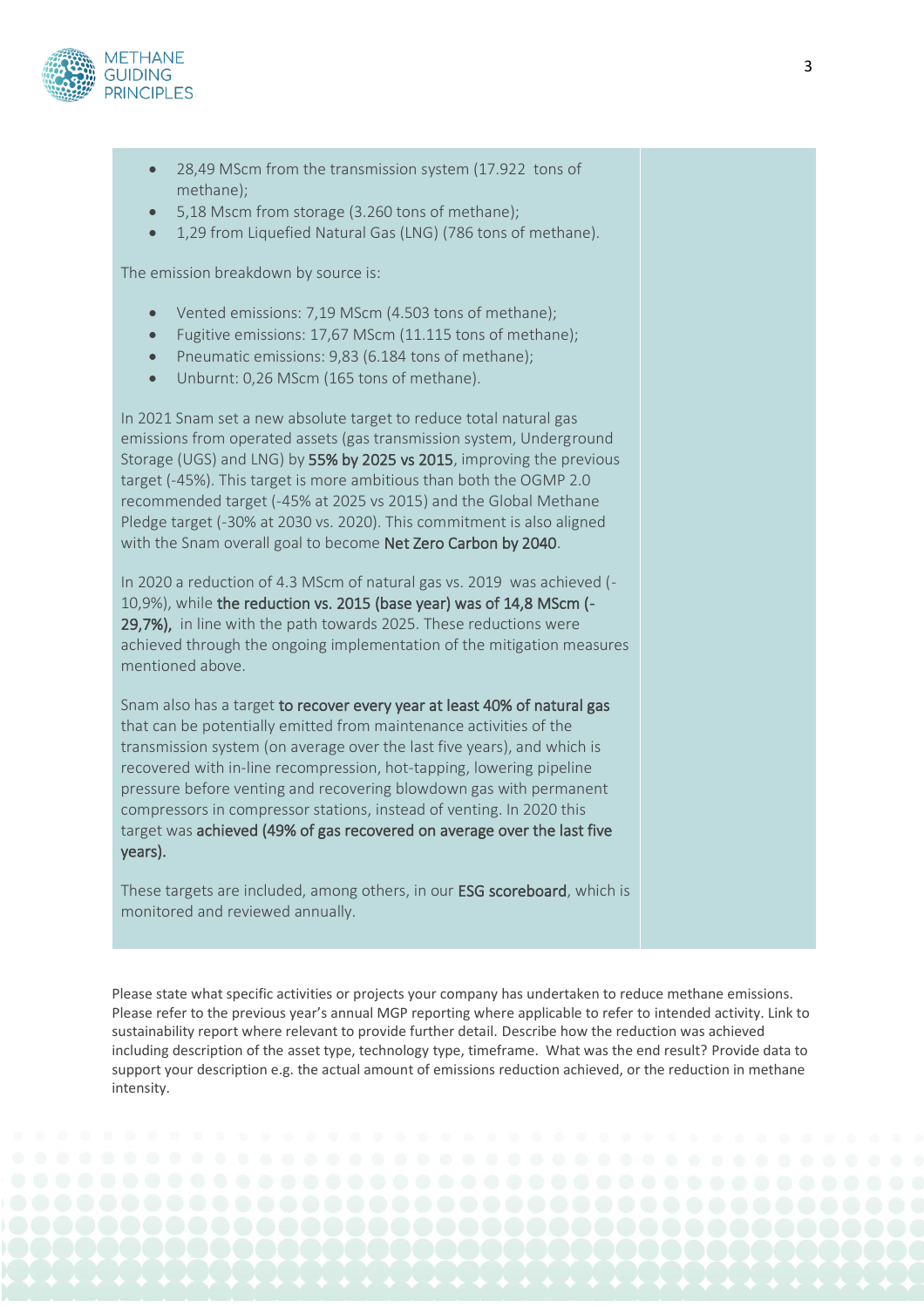- 28,49 MScm from the transmission system (17.922 tons of methane);
- 5,18 Mscm from storage (3.260 tons of methane);
- 1,29 from Liquefied Natural Gas (LNG) (786 tons of methane).

The emission breakdown by source is:

- Vented emissions: 7,19 MScm (4.503 tons of methane);
- Fugitive emissions: 17,67 MScm (11.115 tons of methane);
- Pneumatic emissions: 9,83 (6.184 tons of methane);
- Unburnt: 0,26 MScm (165 tons of methane).

In 2021 Snam set a new absolute target to reduce total natural gas emissions from operated assets (gas transmission system, Underground Storage (UGS) and LNG) by **55% by 2025 vs 2015**, improving the previous target (-45%). This target is more ambitious than both the OGMP 2.0 recommended target (-45% at 2025 vs 2015) and the Global Methane Pledge target (-30% at 2030 vs. 2020). This commitment is also aligned with the Snam overall goal to become **Net Zero Carbon by 2040**.

In 2020 a reduction of 4.3 MScm of natural gas vs. 2019 was achieved (-10,9%), while **the reduction vs. 2015 (base year) was of 14,8 MScm (-29,7%),** in line with the path towards 2025. These reductions were achieved through the ongoing implementation of the mitigation measures mentioned above.

Snam also has a target **to recover every year at least 40% of natural gas** that can be potentially emitted from maintenance activities of the transmission system (on average over the last five years), and which is recovered with in-line recompression, hot-tapping, lowering pipeline pressure before venting and recovering blowdown gas with permanent compressors in compressor stations, instead of venting. In 2020 this target was **achieved (49% of gas recovered on average over the last five years).**

These targets are included, among others, in our **ESG scoreboard**, which is monitored and reviewed annually.

Please state what specific activities or projects your company has undertaken to reduce methane emissions. Please refer to the previous year's annual MGP reporting where applicable to refer to intended activity. Link to sustainability report where relevant to provide further detail. Describe how the reduction was achieved including description of the asset type, technology type, timeframe. What was the end result? Provide data to support your description e.g. the actual amount of emissions reduction achieved, or the reduction in methane intensity.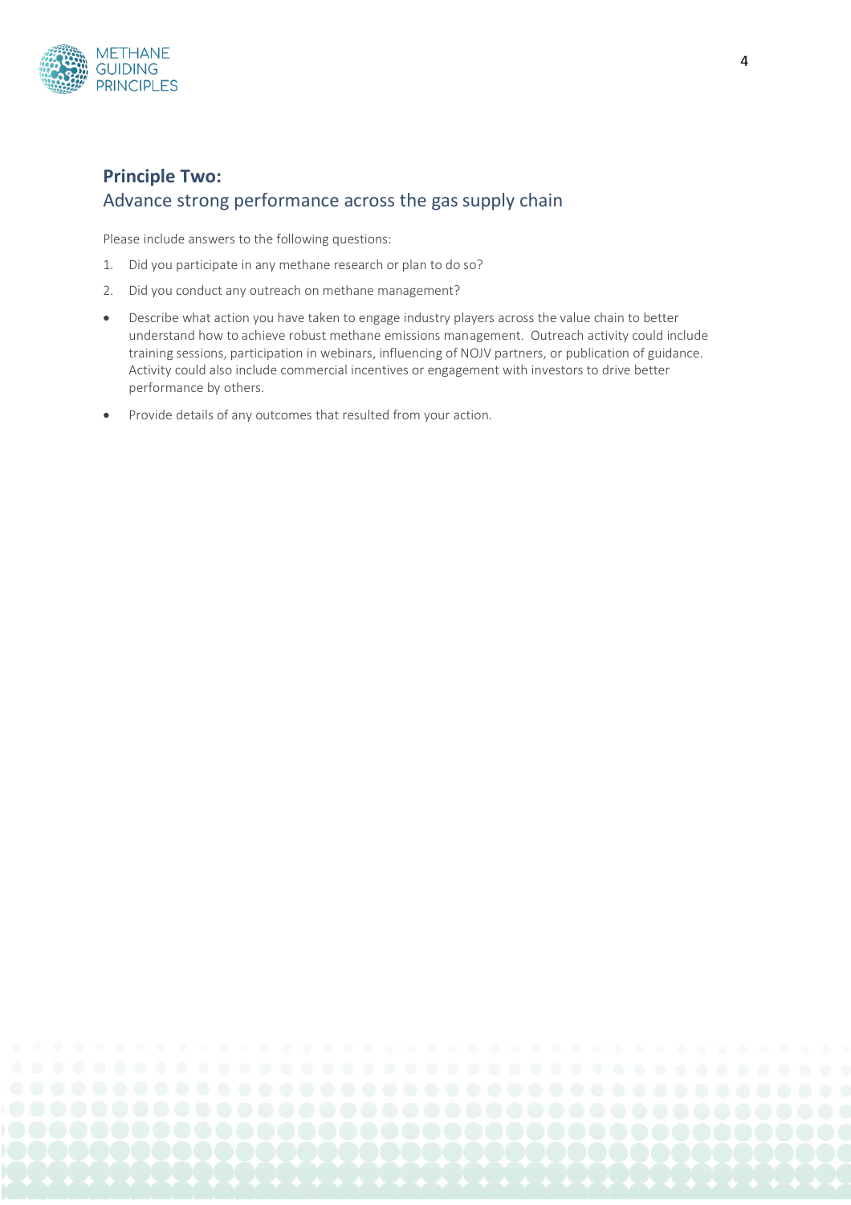## Principle Two:
### Advance strong performance across the gas supply chain

Please include answers to the following questions:

1. Did you participate in any methane research or plan to do so?
2. Did you conduct any outreach on methane management?

- Describe what action you have taken to engage industry players across the value chain to better understand how to achieve robust methane emissions management. Outreach activity could include training sessions, participation in webinars, influencing of NOJV partners, or publication of guidance. Activity could also include commercial incentives or engagement with investors to drive better performance by others.
- Provide details of any outcomes that resulted from your action.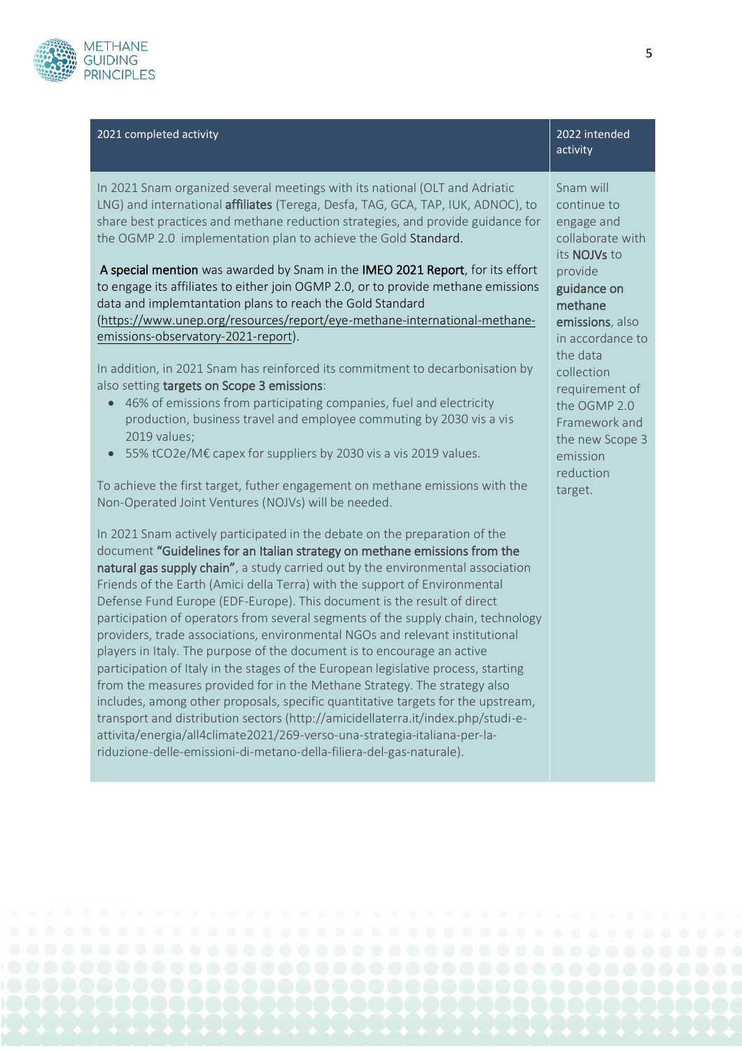| 2021 completed activity | 2022 intended activity |
| --- | --- |
| In 2021 Snam organized several meetings with its national (OLT and Adriatic LNG) and international **affiliates** (Terega, Desfa, TAG, GCA, TAP, IUK, ADNOC), to share best practices and methane reduction strategies, and provide guidance for the OGMP 2.0 implementation plan to achieve the Gold **Standard**.<br><br>**A special mention** was awarded by Snam in the **IMEO 2021 Report**, for its effort to engage its affiliates to either join OGMP 2.0, or to provide methane emissions data and implemtantation plans to reach the Gold Standard (https://www.unep.org/resources/report/eye-methane-international-methane-emissions-observatory-2021-report).<br><br>In addition, in 2021 Snam has reinforced its commitment to decarbonisation by also setting **targets on Scope 3 emissions**:<br>• 46% of emissions from participating companies, fuel and electricity production, business travel and employee commuting by 2030 vis a vis 2019 values;<br>• 55% $tCO_2e$/M€ capex for suppliers by 2030 vis a vis 2019 values.<br><br>To achieve the first target, futher engagement on methane emissions with the Non-Operated Joint Ventures (NOJVs) will be needed.<br><br>In 2021 Snam actively participated in the debate on the preparation of the document **"Guidelines for an Italian strategy on methane emissions from the natural gas supply chain"**, a study carried out by the environmental association Friends of the Earth (Amici della Terra) with the support of Environmental Defense Fund Europe (EDF-Europe). This document is the result of direct participation of operators from several segments of the supply chain, technology providers, trade associations, environmental NGOs and relevant institutional players in Italy. The purpose of the document is to encourage an active participation of Italy in the stages of the European legislative process, starting from the measures provided for in the Methane Strategy. The strategy also includes, among other proposals, specific quantitative targets for the upstream, transport and distribution sectors (http://amicidellaterra.it/index.php/studi-e-attivita/energia/all4climate2021/269-verso-una-strategia-italiana-per-la-riduzione-delle-emissioni-di-metano-della-filiera-del-gas-naturale). | Snam will continue to engage and collaborate with its **NOJVs** to provide **guidance on methane emissions**, also in accordance to the data collection requirement of the OGMP 2.0 Framework and the new Scope 3 emission reduction target. |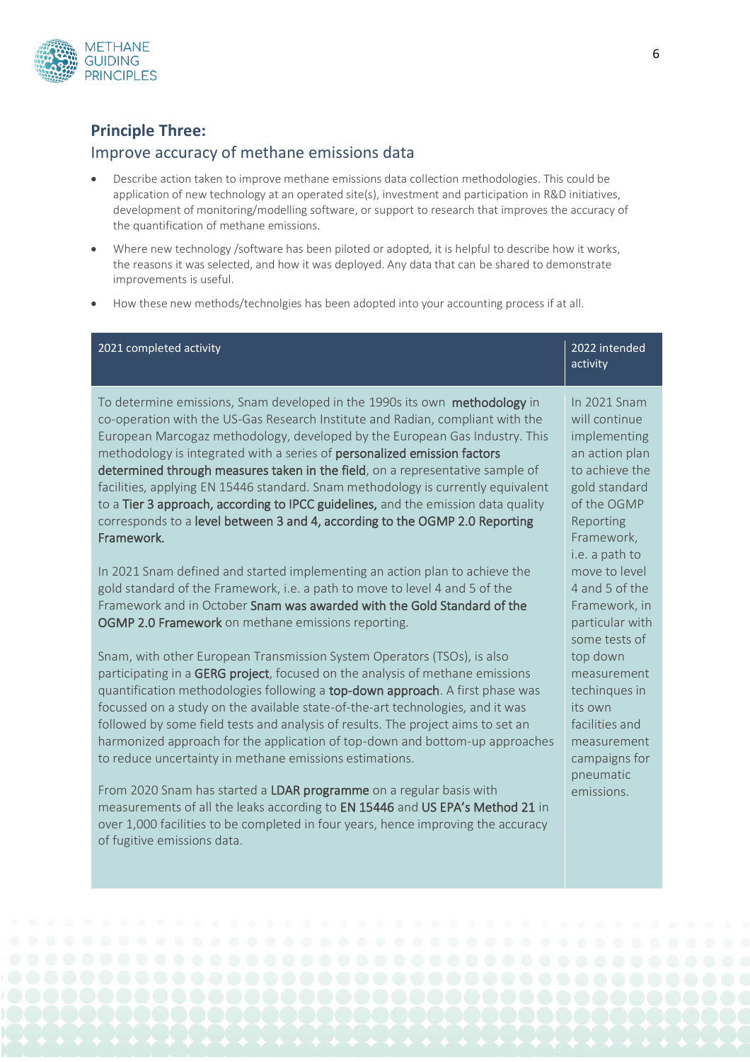## Principle Three:

### Improve accuracy of methane emissions data

- Describe action taken to improve methane emissions data collection methodologies. This could be application of new technology at an operated site(s), investment and participation in R&D initiatives, development of monitoring/modelling software, or support to research that improves the accuracy of the quantification of methane emissions.
- Where new technology /software has been piloted or adopted, it is helpful to describe how it works, the reasons it was selected, and how it was deployed. Any data that can be shared to demonstrate improvements is useful.
- How these new methods/technolgies has been adopted into your accounting process if at all.

| 2021 completed activity | 2022 intended activity |
|---|---|
| To determine emissions, Snam developed in the 1990s its own **methodology** in co-operation with the US-Gas Research Institute and Radian, compliant with the European Marcogaz methodology, developed by the European Gas Industry. This methodology is integrated with a series of **personalized emission factors determined through measures taken in the field**, on a representative sample of facilities, applying EN 15446 standard. Snam methodology is currently equivalent to a **Tier 3 approach, according to IPCC guidelines,** and the emission data quality corresponds to a **level between 3 and 4, according to the OGMP 2.0 Reporting Framework.**<br><br>In 2021 Snam defined and started implementing an action plan to achieve the gold standard of the Framework, i.e. a path to move to level 4 and 5 of the Framework and in October **Snam was awarded with the Gold Standard of the OGMP 2.0 Framework** on methane emissions reporting.<br><br>Snam, with other European Transmission System Operators (TSOs), is also participating in a **GERG project**, focused on the analysis of methane emissions quantification methodologies following a **top-down approach**. A first phase was focussed on a study on the available state-of-the-art technologies, and it was followed by some field tests and analysis of results. The project aims to set an harmonized approach for the application of top-down and bottom-up approaches to reduce uncertainty in methane emissions estimations.<br><br>From 2020 Snam has started a **LDAR programme** on a regular basis with measurements of all the leaks according to **EN 15446** and **US EPA's Method 21** in over 1,000 facilities to be completed in four years, hence improving the accuracy of fugitive emissions data. | In 2021 Snam will continue implementing an action plan to achieve the gold standard of the OGMP Reporting Framework, i.e. a path to move to level 4 and 5 of the Framework, in particular with some tests of top down measurement techinques in its own facilities and measurement campaigns for pneumatic emissions. |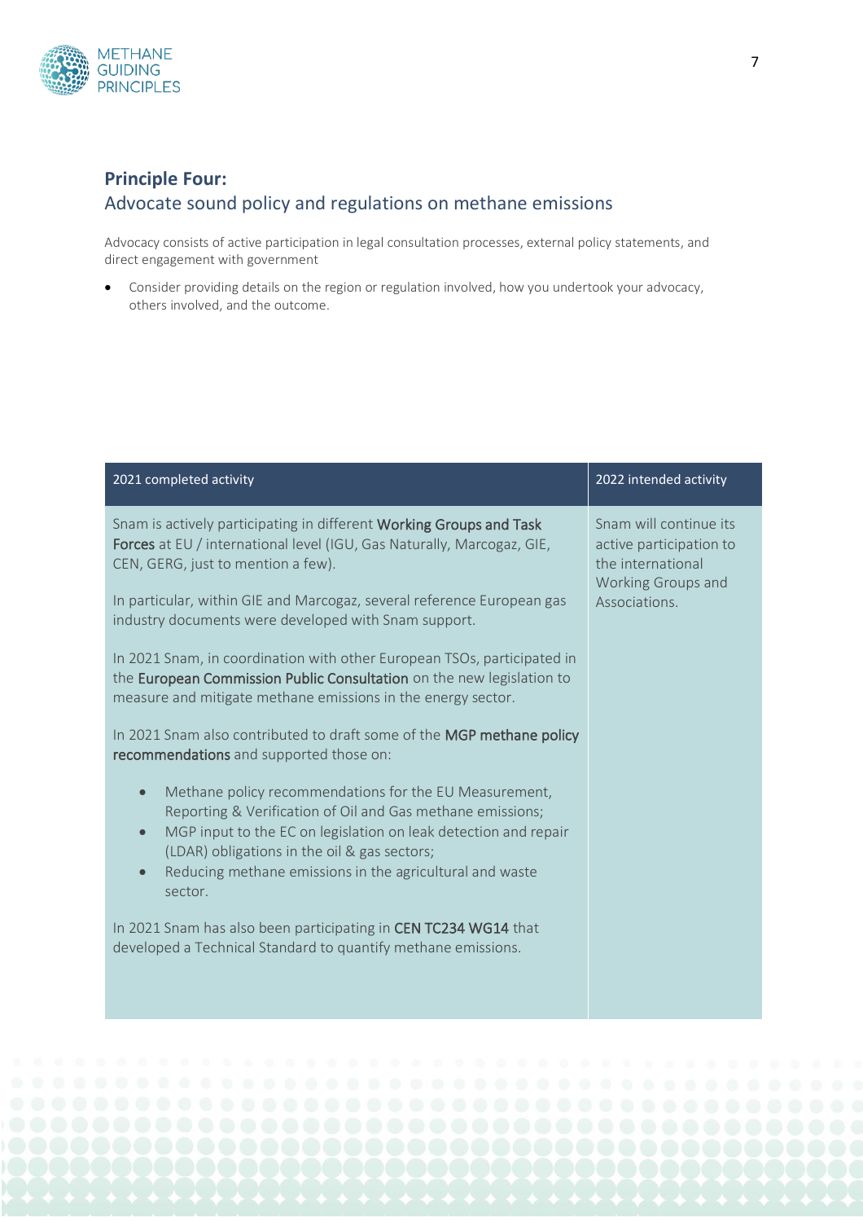## Principle Four:
### Advocate sound policy and regulations on methane emissions

Advocacy consists of active participation in legal consultation processes, external policy statements, and direct engagement with government

- Consider providing details on the region or regulation involved, how you undertook your advocacy, others involved, and the outcome.

| 2021 completed activity | 2022 intended activity |
|---|---|
| Snam is actively participating in different **Working Groups and Task Forces** at EU / international level (IGU, Gas Naturally, Marcogaz, GIE, CEN, GERG, just to mention a few).<br><br>In particular, within GIE and Marcogaz, several reference European gas industry documents were developed with Snam support.<br><br>In 2021 Snam, in coordination with other European TSOs, participated in the **European Commission Public Consultation** on the new legislation to measure and mitigate methane emissions in the energy sector.<br><br>In 2021 Snam also contributed to draft some of the **MGP methane policy recommendations** and supported those on:<br><br>• Methane policy recommendations for the EU Measurement, Reporting & Verification of Oil and Gas methane emissions;<br>• MGP input to the EC on legislation on leak detection and repair (LDAR) obligations in the oil & gas sectors;<br>• Reducing methane emissions in the agricultural and waste sector.<br><br>In 2021 Snam has also been participating in **CEN TC234 WG14** that developed a Technical Standard to quantify methane emissions. | Snam will continue its active participation to the international Working Groups and Associations. |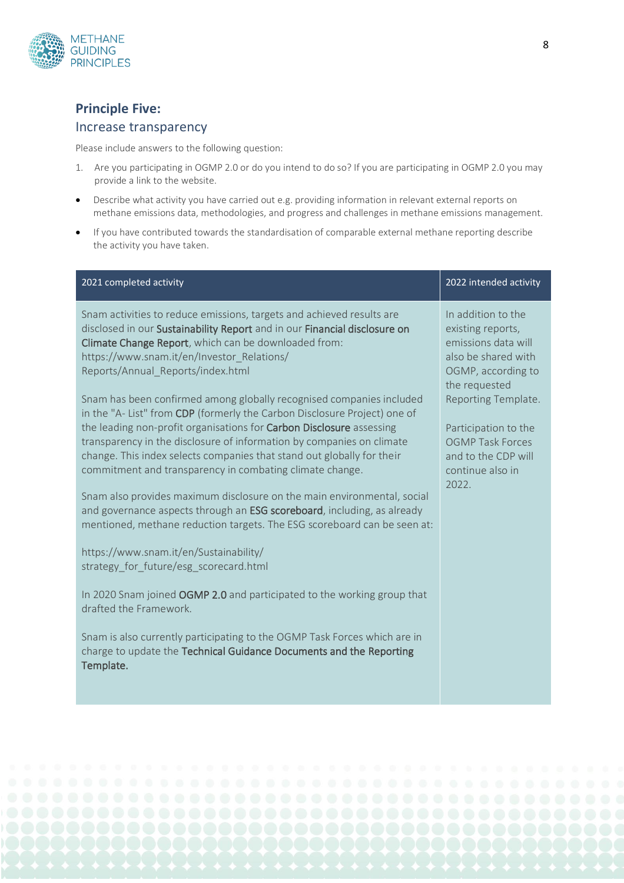## Principle Five:

### Increase transparency

Please include answers to the following question:

1. Are you participating in OGMP 2.0 or do you intend to do so? If you are participating in OGMP 2.0 you may provide a link to the website.

- Describe what activity you have carried out e.g. providing information in relevant external reports on methane emissions data, methodologies, and progress and challenges in methane emissions management.
- If you have contributed towards the standardisation of comparable external methane reporting describe the activity you have taken.

| 2021 completed activity | 2022 intended activity |
|---|---|
| Snam activities to reduce emissions, targets and achieved results are disclosed in our **Sustainability Report** and in our **Financial disclosure on Climate Change Report**, which can be downloaded from: https://www.snam.it/en/Investor_Relations/Reports/Annual_Reports/index.html<br><br>Snam has been confirmed among globally recognised companies included in the "A- List" from **CDP** (formerly the Carbon Disclosure Project) one of the leading non-profit organisations for **Carbon Disclosure** assessing transparency in the disclosure of information by companies on climate change. This index selects companies that stand out globally for their commitment and transparency in combating climate change.<br><br>Snam also provides maximum disclosure on the main environmental, social and governance aspects through an **ESG scoreboard**, including, as already mentioned, methane reduction targets. The ESG scoreboard can be seen at:<br><br>https://www.snam.it/en/Sustainability/strategy_for_future/esg_scorecard.html<br><br>In 2020 Snam joined **OGMP 2.0** and participated to the working group that drafted the Framework.<br><br>Snam is also currently participating to the OGMP Task Forces which are in charge to update the **Technical Guidance Documents and the Reporting Template.** | In addition to the existing reports, emissions data will also be shared with OGMP, according to the requested Reporting Template.<br><br>Participation to the OGMP Task Forces and to the CDP will continue also in 2022. |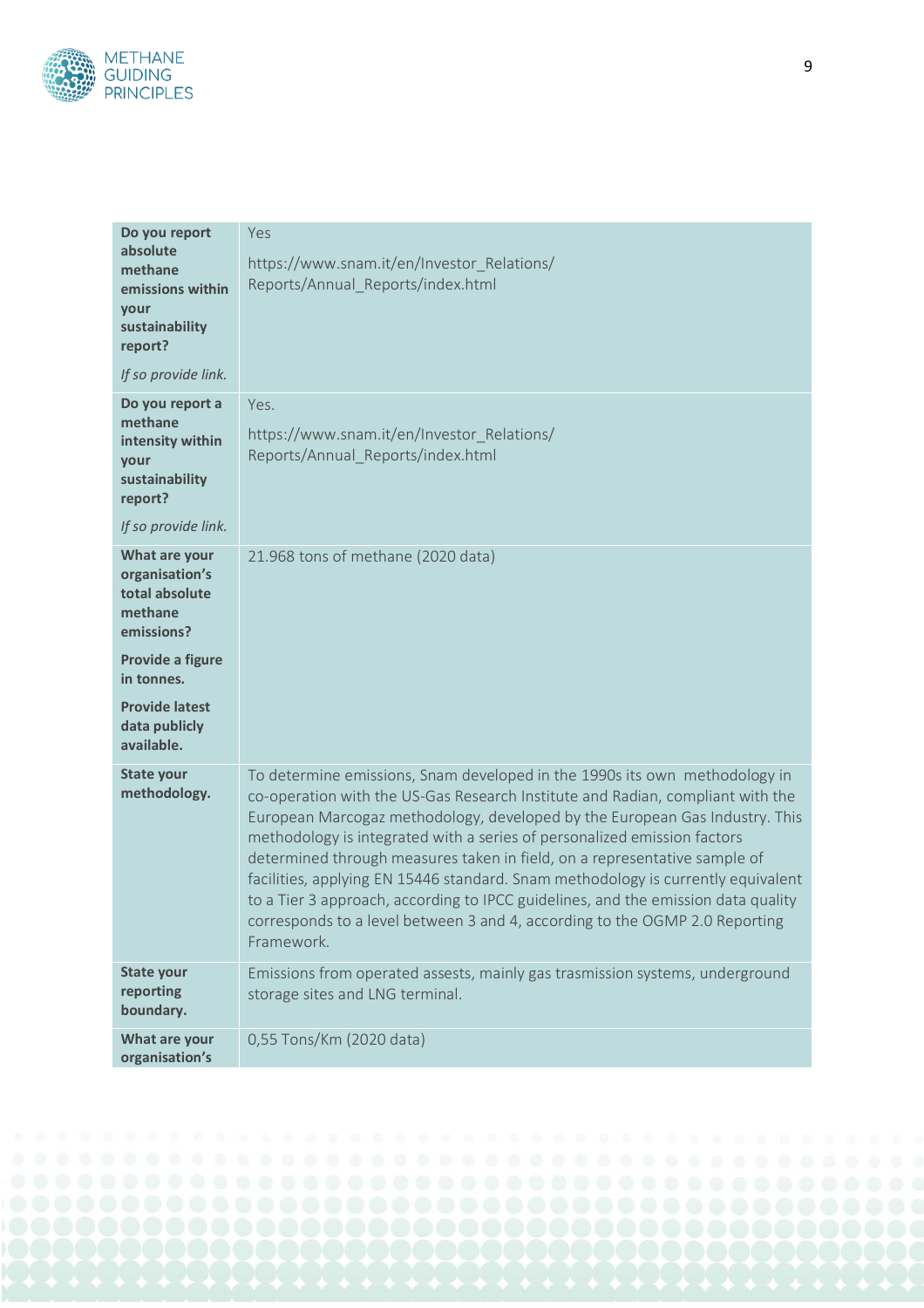| | |
|---|---|
| **Do you report absolute methane emissions within your sustainability report?** *If so provide link.* | Yes https://www.snam.it/en/Investor_Relations/Reports/Annual_Reports/index.html |
| **Do you report a methane intensity within your sustainability report?** *If so provide link.* | Yes. https://www.snam.it/en/Investor_Relations/Reports/Annual_Reports/index.html |
| **What are your organisation's total absolute methane emissions?** **Provide a figure in tonnes.** **Provide latest data publicly available.** | 21.968 tons of methane (2020 data) |
| **State your methodology.** | To determine emissions, Snam developed in the 1990s its own methodology in co-operation with the US-Gas Research Institute and Radian, compliant with the European Marcogaz methodology, developed by the European Gas Industry. This methodology is integrated with a series of personalized emission factors determined through measures taken in field, on a representative sample of facilities, applying EN 15446 standard. Snam methodology is currently equivalent to a Tier 3 approach, according to IPCC guidelines, and the emission data quality corresponds to a level between 3 and 4, according to the OGMP 2.0 Reporting Framework. |
| **State your reporting boundary.** | Emissions from operated assests, mainly gas trasmission systems, underground storage sites and LNG terminal. |
| **What are your organisation's** | 0,55 Tons/Km (2020 data) |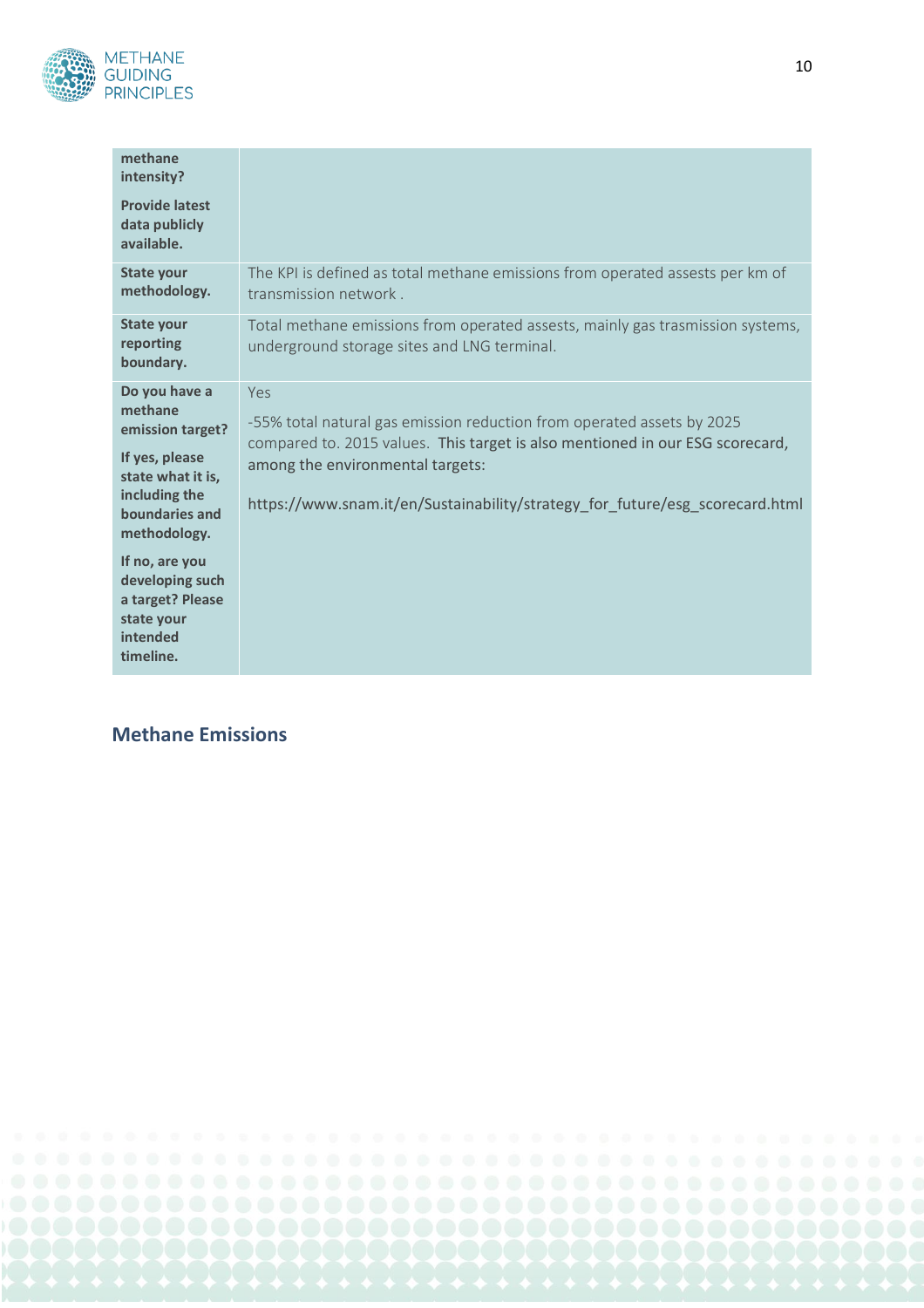| | |
|---|---|
| **methane intensity?**<br><br>**Provide latest data publicly available.** | |
| **State your methodology.** | The KPI is defined as total methane emissions from operated assests per km of transmission network . |
| **State your reporting boundary.** | Total methane emissions from operated assests, mainly gas trasmission systems, underground storage sites and LNG terminal. |
| **Do you have a methane emission target?**<br><br>**If yes, please state what it is, including the boundaries and methodology.**<br><br>**If no, are you developing such a target? Please state your intended timeline.** | Yes<br><br>-55% total natural gas emission reduction from operated assets by 2025 compared to. 2015 values. This target is also mentioned in our ESG scorecard, among the environmental targets:<br><br>https://www.snam.it/en/Sustainability/strategy_for_future/esg_scorecard.html |

## Methane Emissions